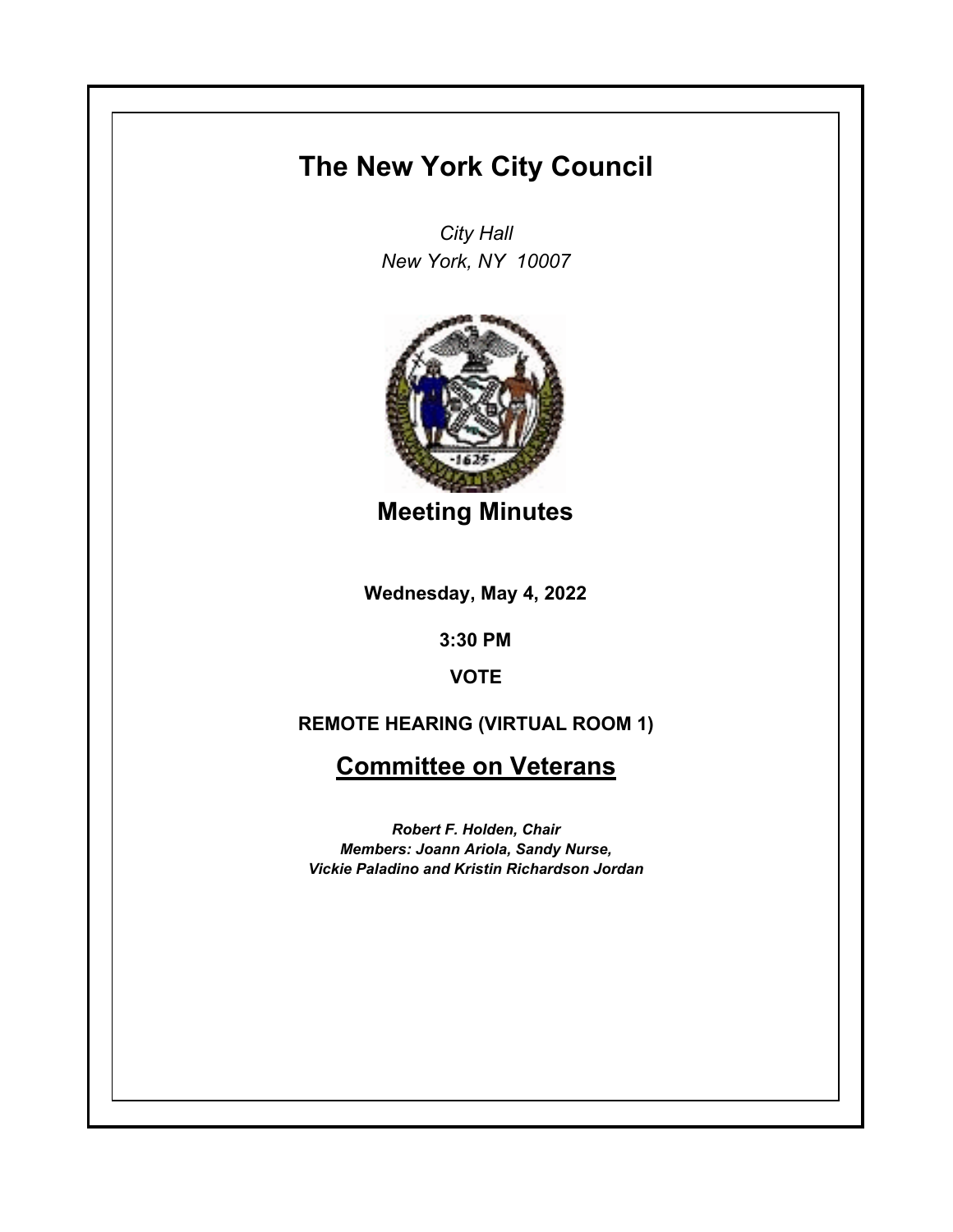# The New York City Council

*City Hall*
*New York, NY 10007*

## Meeting Minutes

**Wednesday, May 4, 2022**

**3:30 PM**

**VOTE**

**REMOTE HEARING (VIRTUAL ROOM 1)**

## Committee on Veterans

***Robert F. Holden, Chair***
***Members: Joann Ariola, Sandy Nurse,***
***Vickie Paladino and Kristin Richardson Jordan***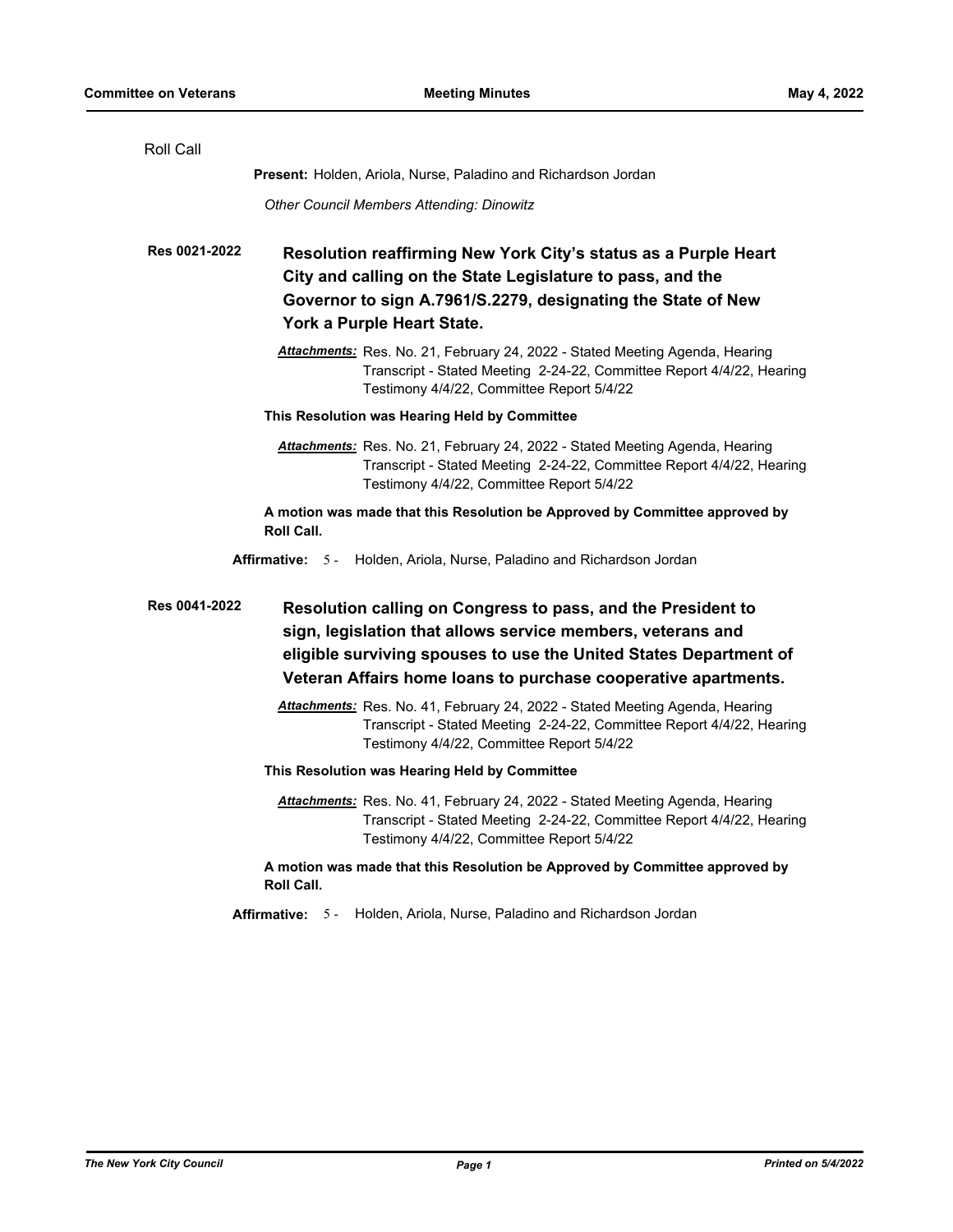Roll Call

**Present:** Holden, Ariola, Nurse, Paladino and Richardson Jordan

*Other Council Members Attending: Dinowitz*

**Res 0021-2022** **Resolution reaffirming New York City's status as a Purple Heart City and calling on the State Legislature to pass, and the Governor to sign A.7961/S.2279, designating the State of New York a Purple Heart State.**

***Attachments:*** Res. No. 21, February 24, 2022 - Stated Meeting Agenda, Hearing Transcript - Stated Meeting 2-24-22, Committee Report 4/4/22, Hearing Testimony 4/4/22, Committee Report 5/4/22

**This Resolution was Hearing Held by Committee**

***Attachments:*** Res. No. 21, February 24, 2022 - Stated Meeting Agenda, Hearing Transcript - Stated Meeting 2-24-22, Committee Report 4/4/22, Hearing Testimony 4/4/22, Committee Report 5/4/22

**A motion was made that this Resolution be Approved by Committee approved by Roll Call.**

**Affirmative:** 5 - Holden, Ariola, Nurse, Paladino and Richardson Jordan

**Res 0041-2022** **Resolution calling on Congress to pass, and the President to sign, legislation that allows service members, veterans and eligible surviving spouses to use the United States Department of Veteran Affairs home loans to purchase cooperative apartments.**

***Attachments:*** Res. No. 41, February 24, 2022 - Stated Meeting Agenda, Hearing Transcript - Stated Meeting 2-24-22, Committee Report 4/4/22, Hearing Testimony 4/4/22, Committee Report 5/4/22

**This Resolution was Hearing Held by Committee**

***Attachments:*** Res. No. 41, February 24, 2022 - Stated Meeting Agenda, Hearing Transcript - Stated Meeting 2-24-22, Committee Report 4/4/22, Hearing Testimony 4/4/22, Committee Report 5/4/22

**A motion was made that this Resolution be Approved by Committee approved by Roll Call.**

**Affirmative:** 5 - Holden, Ariola, Nurse, Paladino and Richardson Jordan